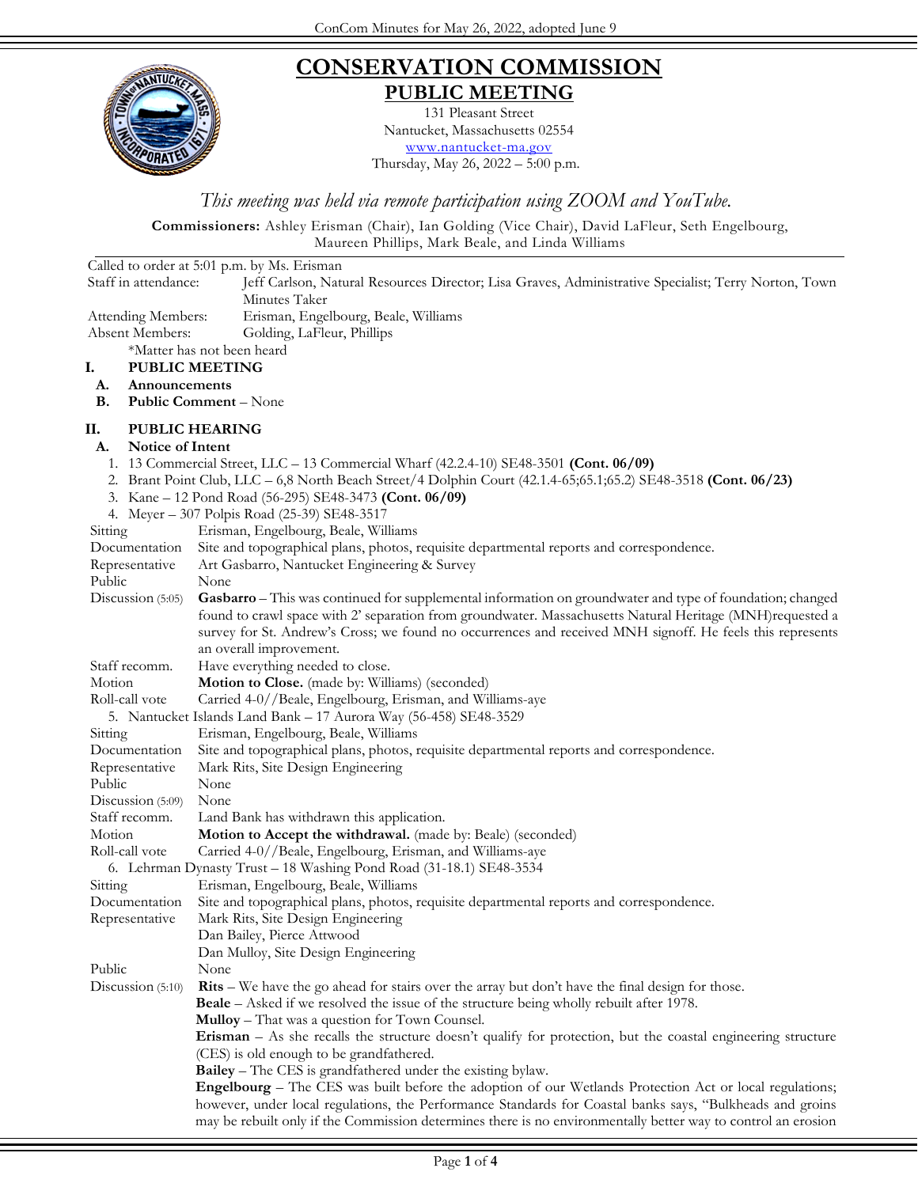# CONSERVATION COMMISSION

## PUBLIC MEETING

131 Pleasant Street
Nantucket, Massachusetts 02554
www.nantucket-ma.gov
Thursday, May 26, 2022 – 5:00 p.m.

*This meeting was held via remote participation using ZOOM and YouTube.*

**Commissioners:** Ashley Erisman (Chair), Ian Golding (Vice Chair), David LaFleur, Seth Engelbourg, Maureen Phillips, Mark Beale, and Linda Williams

Called to order at 5:01 p.m. by Ms. Erisman

Staff in attendance: Jeff Carlson, Natural Resources Director; Lisa Graves, Administrative Specialist; Terry Norton, Town Minutes Taker

Attending Members: Erisman, Engelbourg, Beale, Williams

Absent Members: Golding, LaFleur, Phillips

*Matter has not been heard

## I. PUBLIC MEETING

**A. Announcements**

**B. Public Comment** – None

## II. PUBLIC HEARING

**A. Notice of Intent**

1. 13 Commercial Street, LLC – 13 Commercial Wharf (42.2.4-10) SE48-3501 **(Cont. 06/09)**
2. Brant Point Club, LLC – 6,8 North Beach Street/4 Dolphin Court (42.1.4-65;65.1;65.2) SE48-3518 **(Cont. 06/23)**
3. Kane – 12 Pond Road (56-295) SE48-3473 **(Cont. 06/09)**
4. Meyer – 307 Polpis Road (25-39) SE48-3517

Sitting: Erisman, Engelbourg, Beale, Williams

Documentation: Site and topographical plans, photos, requisite departmental reports and correspondence.

Representative: Art Gasbarro, Nantucket Engineering & Survey

Public: None

Discussion (5:05): **Gasbarro** – This was continued for supplemental information on groundwater and type of foundation; changed found to crawl space with 2' separation from groundwater. Massachusetts Natural Heritage (MNH)requested a survey for St. Andrew's Cross; we found no occurrences and received MNH signoff. He feels this represents an overall improvement.

Staff recomm.: Have everything needed to close.

Motion: **Motion to Close.** (made by: Williams) (seconded)

Roll-call vote: Carried 4-0//Beale, Engelbourg, Erisman, and Williams-aye

5. Nantucket Islands Land Bank – 17 Aurora Way (56-458) SE48-3529

Sitting: Erisman, Engelbourg, Beale, Williams

Documentation: Site and topographical plans, photos, requisite departmental reports and correspondence.

Representative: Mark Rits, Site Design Engineering

Public: None

Discussion (5:09): None

Staff recomm.: Land Bank has withdrawn this application.

Motion: **Motion to Accept the withdrawal.** (made by: Beale) (seconded)

Roll-call vote: Carried 4-0//Beale, Engelbourg, Erisman, and Williams-aye

6. Lehrman Dynasty Trust – 18 Washing Pond Road (31-18.1) SE48-3534

Sitting: Erisman, Engelbourg, Beale, Williams

Documentation: Site and topographical plans, photos, requisite departmental reports and correspondence.

Representative: Mark Rits, Site Design Engineering
Dan Bailey, Pierce Attwood
Dan Mulloy, Site Design Engineering

Public: None

Discussion (5:10): **Rits** – We have the go ahead for stairs over the array but don't have the final design for those.

**Beale** – Asked if we resolved the issue of the structure being wholly rebuilt after 1978.

**Mulloy** – That was a question for Town Counsel.

**Erisman** – As she recalls the structure doesn't qualify for protection, but the coastal engineering structure (CES) is old enough to be grandfathered.

**Bailey** – The CES is grandfathered under the existing bylaw.

**Engelbourg** – The CES was built before the adoption of our Wetlands Protection Act or local regulations; however, under local regulations, the Performance Standards for Coastal banks says, "Bulkheads and groins may be rebuilt only if the Commission determines there is no environmentally better way to control an erosion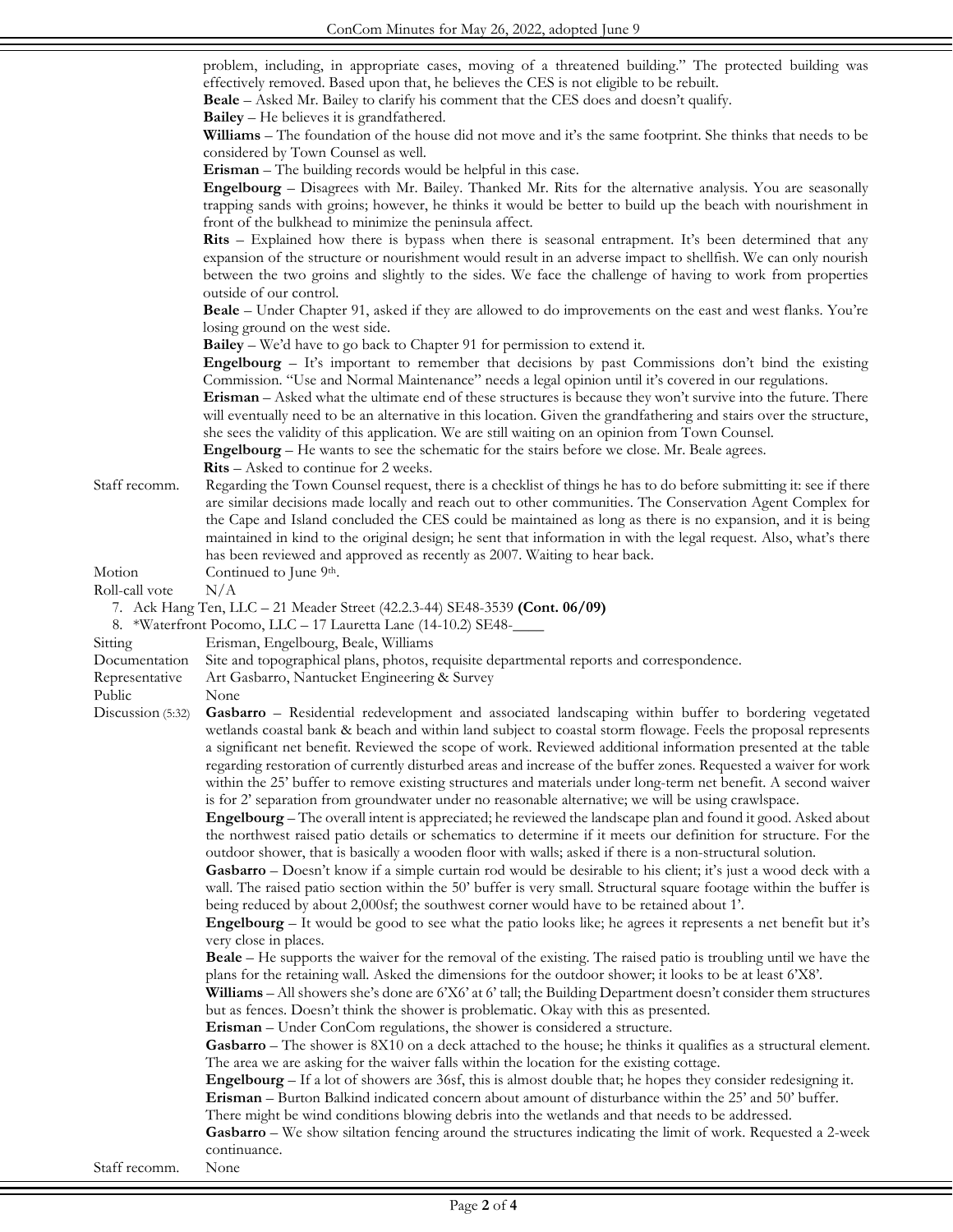| | |
|---|---|
| | problem, including, in appropriate cases, moving of a threatened building." The protected building was effectively removed. Based upon that, he believes the CES is not eligible to be rebuilt.<br>**Beale** – Asked Mr. Bailey to clarify his comment that the CES does and doesn't qualify.<br>**Bailey** – He believes it is grandfathered.<br>**Williams** – The foundation of the house did not move and it's the same footprint. She thinks that needs to be considered by Town Counsel as well.<br>**Erisman** – The building records would be helpful in this case.<br>**Engelbourg** – Disagrees with Mr. Bailey. Thanked Mr. Rits for the alternative analysis. You are seasonally trapping sands with groins; however, he thinks it would be better to build up the beach with nourishment in front of the bulkhead to minimize the peninsula affect.<br>**Rits** – Explained how there is bypass when there is seasonal entrapment. It's been determined that any expansion of the structure or nourishment would result in an adverse impact to shellfish. We can only nourish between the two groins and slightly to the sides. We face the challenge of having to work from properties outside of our control.<br>**Beale** – Under Chapter 91, asked if they are allowed to do improvements on the east and west flanks. You're losing ground on the west side.<br>**Bailey** – We'd have to go back to Chapter 91 for permission to extend it.<br>**Engelbourg** – It's important to remember that decisions by past Commissions don't bind the existing Commission. "Use and Normal Maintenance" needs a legal opinion until it's covered in our regulations.<br>**Erisman** – Asked what the ultimate end of these structures is because they won't survive into the future. There will eventually need to be an alternative in this location. Given the grandfathering and stairs over the structure, she sees the validity of this application. We are still waiting on an opinion from Town Counsel.<br>**Engelbourg** – He wants to see the schematic for the stairs before we close. Mr. Beale agrees.<br>**Rits** – Asked to continue for 2 weeks. |
| Staff recomm. | Regarding the Town Counsel request, there is a checklist of things he has to do before submitting it: see if there are similar decisions made locally and reach out to other communities. The Conservation Agent Complex for the Cape and Island concluded the CES could be maintained as long as there is no expansion, and it is being maintained in kind to the original design; he sent that information in with the legal request. Also, what's there has been reviewed and approved as recently as 2007. Waiting to hear back. |
| Motion | Continued to June 9th. |
| Roll-call vote | N/A |

7. Ack Hang Ten, LLC – 21 Meader Street (42.2.3-44) SE48-3539 **(Cont. 06/09)**
8. *Waterfront Pocomo, LLC – 17 Lauretta Lane (14-10.2) SE48-____

| | |
|---|---|
| Sitting | Erisman, Engelbourg, Beale, Williams |
| Documentation | Site and topographical plans, photos, requisite departmental reports and correspondence. |
| Representative | Art Gasbarro, Nantucket Engineering & Survey |
| Public | None |
| Discussion (5:32) | **Gasbarro** – Residential redevelopment and associated landscaping within buffer to bordering vegetated wetlands coastal bank & beach and within land subject to coastal storm flowage. Feels the proposal represents a significant net benefit. Reviewed the scope of work. Reviewed additional information presented at the table regarding restoration of currently disturbed areas and increase of the buffer zones. Requested a waiver for work within the 25' buffer to remove existing structures and materials under long-term net benefit. A second waiver is for 2' separation from groundwater under no reasonable alternative; we will be using crawlspace.<br>**Engelbourg** – The overall intent is appreciated; he reviewed the landscape plan and found it good. Asked about the northwest raised patio details or schematics to determine if it meets our definition for structure. For the outdoor shower, that is basically a wooden floor with walls; asked if there is a non-structural solution.<br>**Gasbarro** – Doesn't know if a simple curtain rod would be desirable to his client; it's just a wood deck with a wall. The raised patio section within the 50' buffer is very small. Structural square footage within the buffer is being reduced by about 2,000sf; the southwest corner would have to be retained about 1'.<br>**Engelbourg** – It would be good to see what the patio looks like; he agrees it represents a net benefit but it's very close in places.<br>**Beale** – He supports the waiver for the removal of the existing. The raised patio is troubling until we have the plans for the retaining wall. Asked the dimensions for the outdoor shower; it looks to be at least 6'X8'.<br>**Williams** – All showers she's done are 6'X6' at 6' tall; the Building Department doesn't consider them structures but as fences. Doesn't think the shower is problematic. Okay with this as presented.<br>**Erisman** – Under ConCom regulations, the shower is considered a structure.<br>**Gasbarro** – The shower is 8X10 on a deck attached to the house; he thinks it qualifies as a structural element. The area we are asking for the waiver falls within the location for the existing cottage.<br>**Engelbourg** – If a lot of showers are 36sf, this is almost double that; he hopes they consider redesigning it.<br>**Erisman** – Burton Balkind indicated concern about amount of disturbance within the 25' and 50' buffer. There might be wind conditions blowing debris into the wetlands and that needs to be addressed.<br>**Gasbarro** – We show siltation fencing around the structures indicating the limit of work. Requested a 2-week continuance. |
| Staff recomm. | None |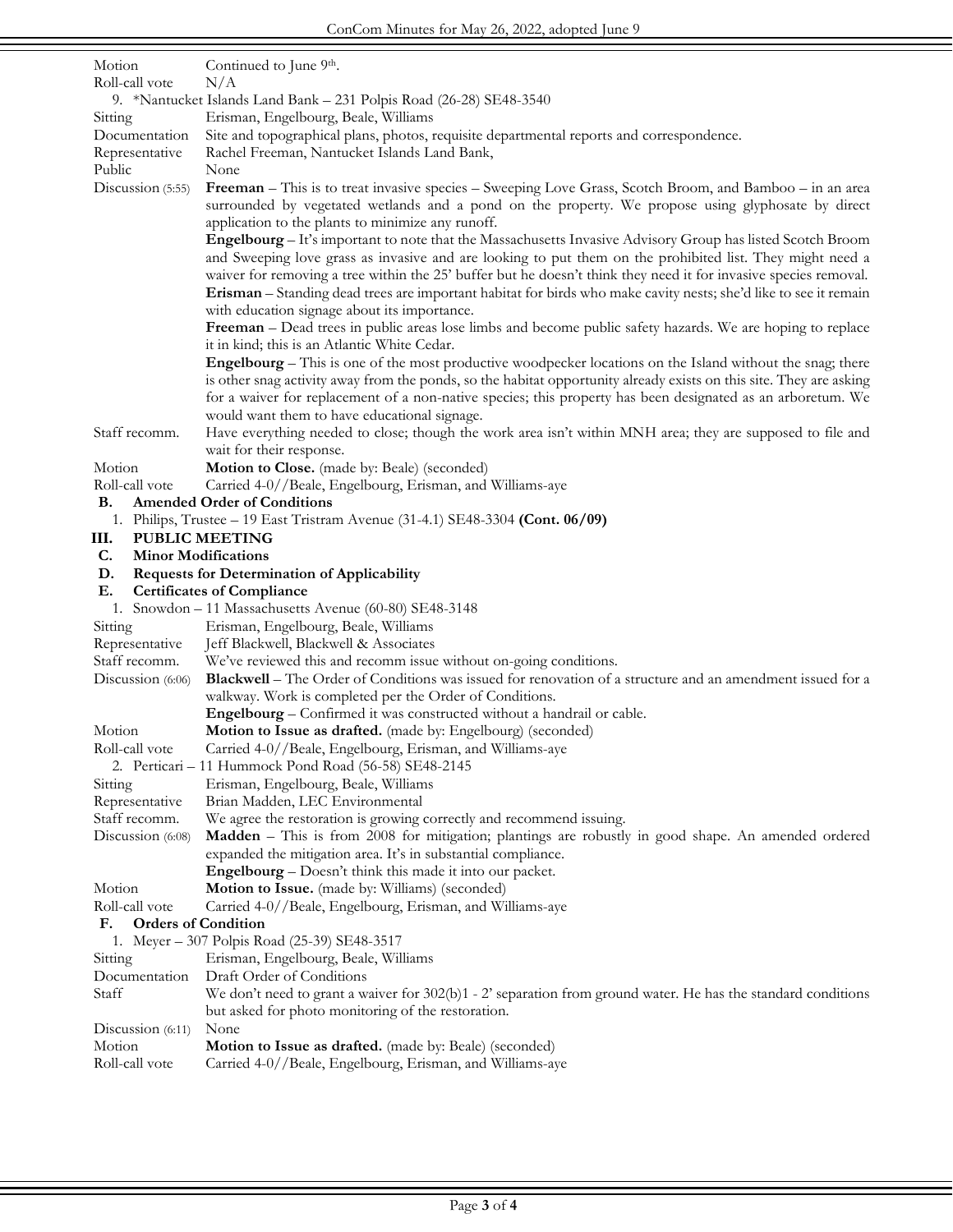| | |
|---|---|
| Motion | Continued to June 9th. |
| Roll-call vote | N/A |

9. *Nantucket Islands Land Bank – 231 Polpis Road (26-28) SE48-3540

| | |
|---|---|
| Sitting | Erisman, Engelbourg, Beale, Williams |
| Documentation | Site and topographical plans, photos, requisite departmental reports and correspondence. |
| Representative | Rachel Freeman, Nantucket Islands Land Bank, |
| Public | None |
| Discussion (5:55) | **Freeman** – This is to treat invasive species – Sweeping Love Grass, Scotch Broom, and Bamboo – in an area surrounded by vegetated wetlands and a pond on the property. We propose using glyphosate by direct application to the plants to minimize any runoff.<br>**Engelbourg** – It's important to note that the Massachusetts Invasive Advisory Group has listed Scotch Broom and Sweeping love grass as invasive and are looking to put them on the prohibited list. They might need a waiver for removing a tree within the 25' buffer but he doesn't think they need it for invasive species removal.<br>**Erisman** – Standing dead trees are important habitat for birds who make cavity nests; she'd like to see it remain with education signage about its importance.<br>**Freeman** – Dead trees in public areas lose limbs and become public safety hazards. We are hoping to replace it in kind; this is an Atlantic White Cedar.<br>**Engelbourg** – This is one of the most productive woodpecker locations on the Island without the snag; there is other snag activity away from the ponds, so the habitat opportunity already exists on this site. They are asking for a waiver for replacement of a non-native species; this property has been designated as an arboretum. We would want them to have educational signage. |
| Staff recomm. | Have everything needed to close; though the work area isn't within MNH area; they are supposed to file and wait for their response. |
| Motion | **Motion to Close.** (made by: Beale) (seconded) |
| Roll-call vote | Carried 4-0//Beale, Engelbourg, Erisman, and Williams-aye |

**B. Amended Order of Conditions**

1. Philips, Trustee – 19 East Tristram Avenue (31-4.1) SE48-3304 **(Cont. 06/09)**

## III. PUBLIC MEETING

**C. Minor Modifications**

**D. Requests for Determination of Applicability**

**E. Certificates of Compliance**

1. Snowdon – 11 Massachusetts Avenue (60-80) SE48-3148

| | |
|---|---|
| Sitting | Erisman, Engelbourg, Beale, Williams |
| Representative | Jeff Blackwell, Blackwell & Associates |
| Staff recomm. | We've reviewed this and recomm issue without on-going conditions. |
| Discussion (6:06) | **Blackwell** – The Order of Conditions was issued for renovation of a structure and an amendment issued for a walkway. Work is completed per the Order of Conditions.<br>**Engelbourg** – Confirmed it was constructed without a handrail or cable. |
| Motion | **Motion to Issue as drafted.** (made by: Engelbourg) (seconded) |
| Roll-call vote | Carried 4-0//Beale, Engelbourg, Erisman, and Williams-aye |

2. Perticari – 11 Hummock Pond Road (56-58) SE48-2145

| | |
|---|---|
| Sitting | Erisman, Engelbourg, Beale, Williams |
| Representative | Brian Madden, LEC Environmental |
| Staff recomm. | We agree the restoration is growing correctly and recommend issuing. |
| Discussion (6:08) | **Madden** – This is from 2008 for mitigation; plantings are robustly in good shape. An amended ordered expanded the mitigation area. It's in substantial compliance.<br>**Engelbourg** – Doesn't think this made it into our packet. |
| Motion | **Motion to Issue.** (made by: Williams) (seconded) |
| Roll-call vote | Carried 4-0//Beale, Engelbourg, Erisman, and Williams-aye |

**F. Orders of Condition**

1. Meyer – 307 Polpis Road (25-39) SE48-3517

| | |
|---|---|
| Sitting | Erisman, Engelbourg, Beale, Williams |
| Documentation | Draft Order of Conditions |
| Staff | We don't need to grant a waiver for 302(b)1 - 2' separation from ground water. He has the standard conditions but asked for photo monitoring of the restoration. |
| Discussion (6:11) | None |
| Motion | **Motion to Issue as drafted.** (made by: Beale) (seconded) |
| Roll-call vote | Carried 4-0//Beale, Engelbourg, Erisman, and Williams-aye |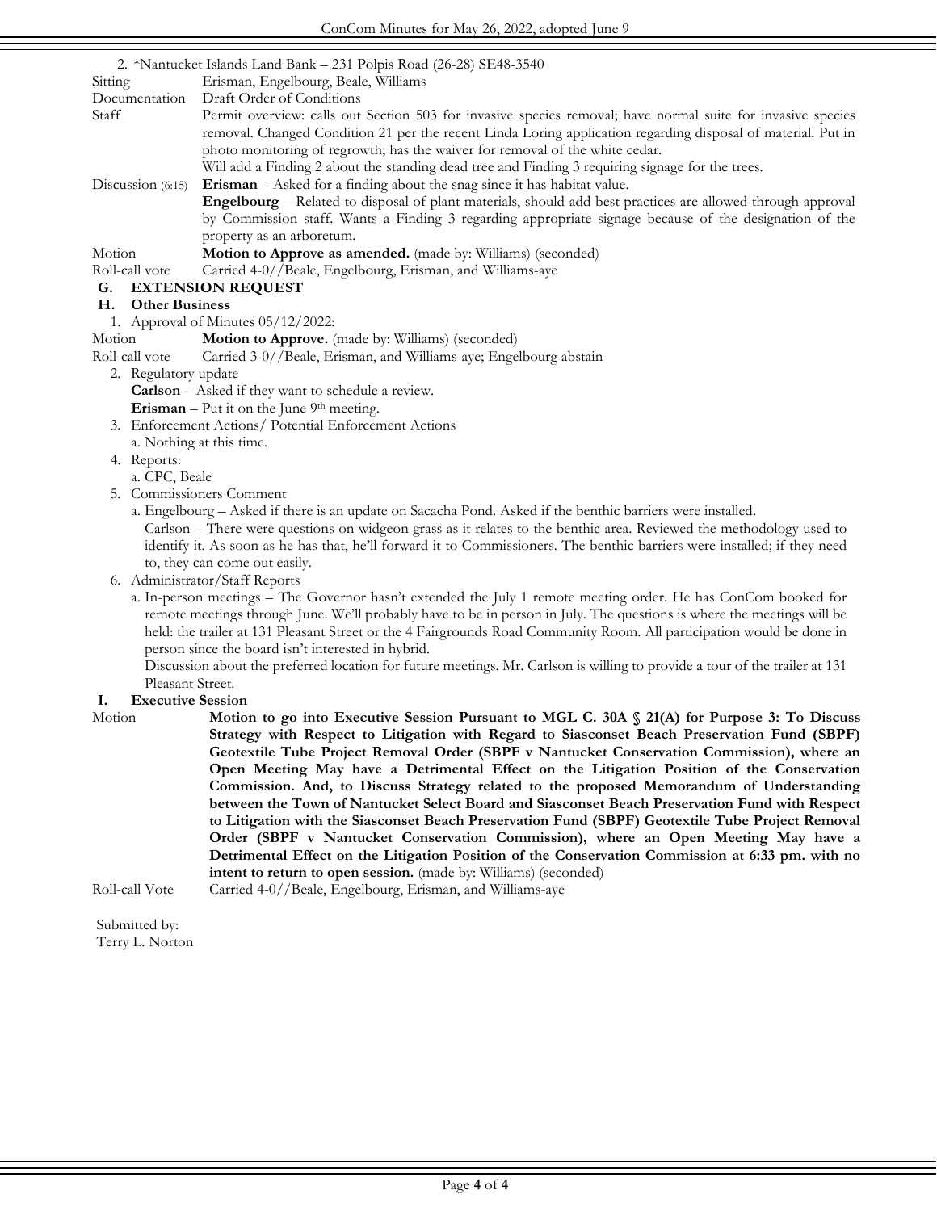2. *Nantucket Islands Land Bank – 231 Polpis Road (26-28) SE48-3540

| | |
|---|---|
| Sitting | Erisman, Engelbourg, Beale, Williams |
| Documentation | Draft Order of Conditions |
| Staff | Permit overview: calls out Section 503 for invasive species removal; have normal suite for invasive species removal. Changed Condition 21 per the recent Linda Loring application regarding disposal of material. Put in photo monitoring of regrowth; has the waiver for removal of the white cedar. Will add a Finding 2 about the standing dead tree and Finding 3 requiring signage for the trees. |
| Discussion (6:15) | **Erisman** – Asked for a finding about the snag since it has habitat value. **Engelbourg** – Related to disposal of plant materials, should add best practices are allowed through approval by Commission staff. Wants a Finding 3 regarding appropriate signage because of the designation of the property as an arboretum. |
| Motion | **Motion to Approve as amended.** (made by: Williams) (seconded) |
| Roll-call vote | Carried 4-0//Beale, Engelbourg, Erisman, and Williams-aye |

**G. EXTENSION REQUEST**

**H. Other Business**

1. Approval of Minutes 05/12/2022:

| | |
|---|---|
| Motion | **Motion to Approve.** (made by: Williams) (seconded) |
| Roll-call vote | Carried 3-0//Beale, Erisman, and Williams-aye; Engelbourg abstain |

2. Regulatory update
   **Carlson** – Asked if they want to schedule a review.
   **Erisman** – Put it on the June 9th meeting.
3. Enforcement Actions/ Potential Enforcement Actions
   a. Nothing at this time.
4. Reports:
   a. CPC, Beale
5. Commissioners Comment
   a. Engelbourg – Asked if there is an update on Sacacha Pond. Asked if the benthic barriers were installed.
   Carlson – There were questions on widgeon grass as it relates to the benthic area. Reviewed the methodology used to identify it. As soon as he has that, he'll forward it to Commissioners. The benthic barriers were installed; if they need to, they can come out easily.
6. Administrator/Staff Reports
   a. In-person meetings – The Governor hasn't extended the July 1 remote meeting order. He has ConCom booked for remote meetings through June. We'll probably have to be in person in July. The questions is where the meetings will be held: the trailer at 131 Pleasant Street or the 4 Fairgrounds Road Community Room. All participation would be done in person since the board isn't interested in hybrid.
   Discussion about the preferred location for future meetings. Mr. Carlson is willing to provide a tour of the trailer at 131 Pleasant Street.

**I. Executive Session**

| | |
|---|---|
| Motion | **Motion to go into Executive Session Pursuant to MGL C. 30A § 21(A) for Purpose 3: To Discuss Strategy with Respect to Litigation with Regard to Siasconset Beach Preservation Fund (SBPF) Geotextile Tube Project Removal Order (SBPF v Nantucket Conservation Commission), where an Open Meeting May have a Detrimental Effect on the Litigation Position of the Conservation Commission. And, to Discuss Strategy related to the proposed Memorandum of Understanding between the Town of Nantucket Select Board and Siasconset Beach Preservation Fund with Respect to Litigation with the Siasconset Beach Preservation Fund (SBPF) Geotextile Tube Project Removal Order (SBPF v Nantucket Conservation Commission), where an Open Meeting May have a Detrimental Effect on the Litigation Position of the Conservation Commission at 6:33 pm. with no intent to return to open session.** (made by: Williams) (seconded) |
| Roll-call Vote | Carried 4-0//Beale, Engelbourg, Erisman, and Williams-aye |

Submitted by:
Terry L. Norton